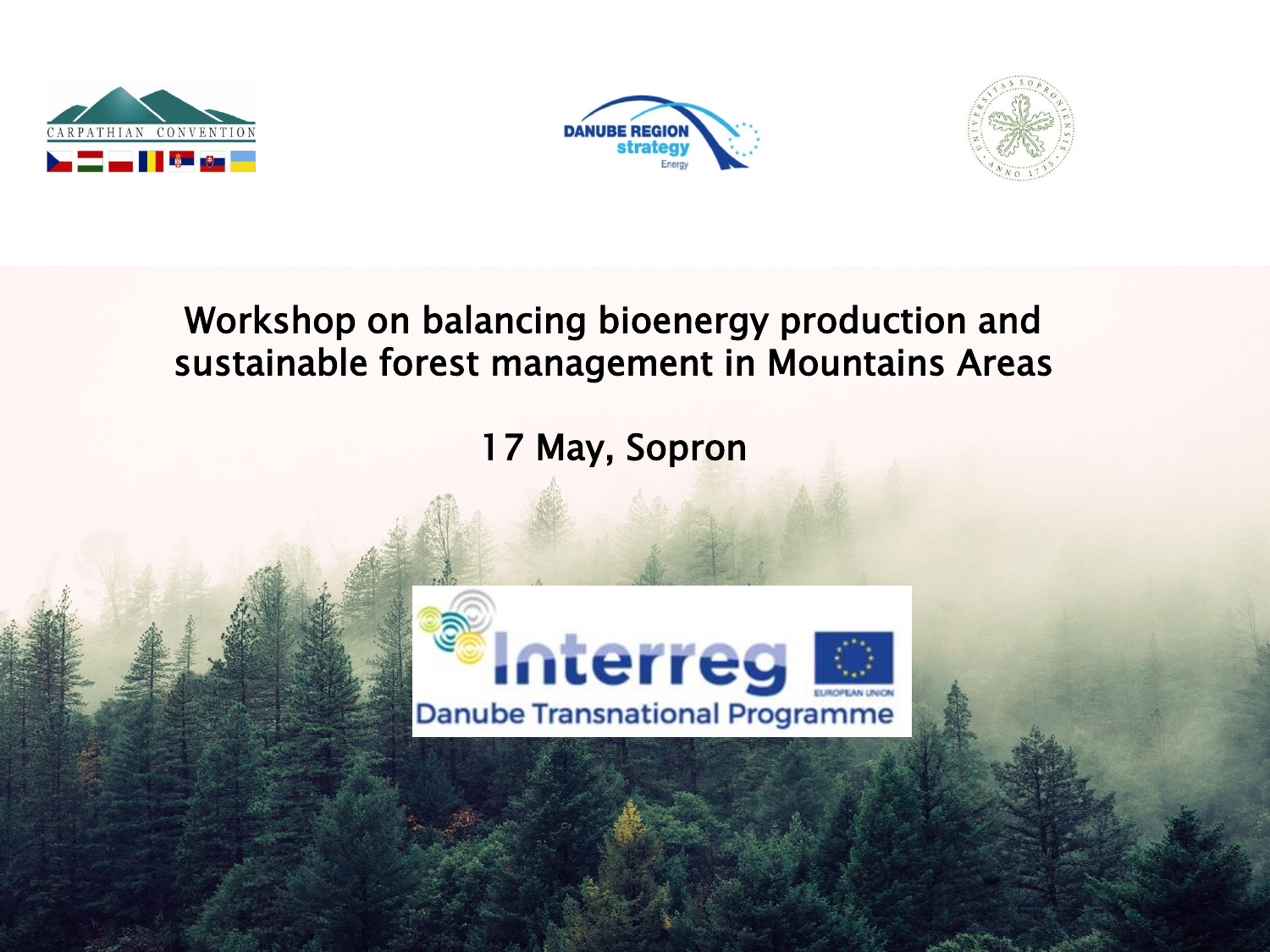# Workshop on balancing bioenergy production and sustainable forest management in Mountains Areas

17 May, Sopron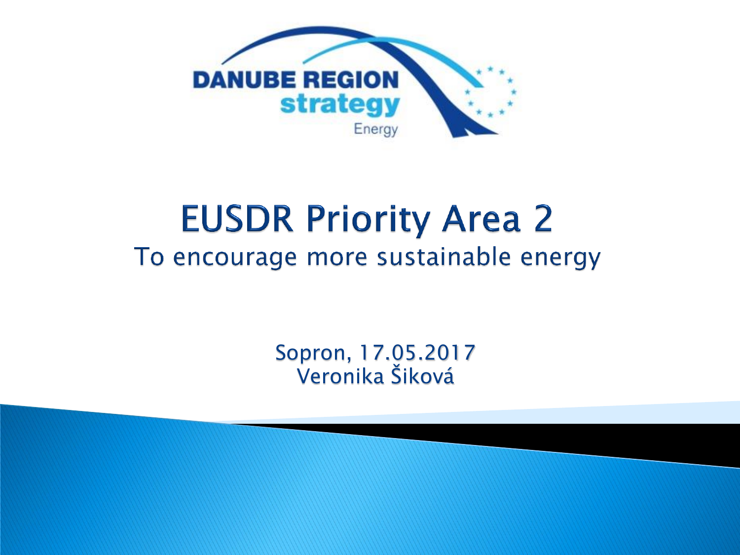DANUBE REGION
strategy
Energy

# EUSDR Priority Area 2

## To encourage more sustainable energy

Sopron, 17.05.2017
Veronika Šiková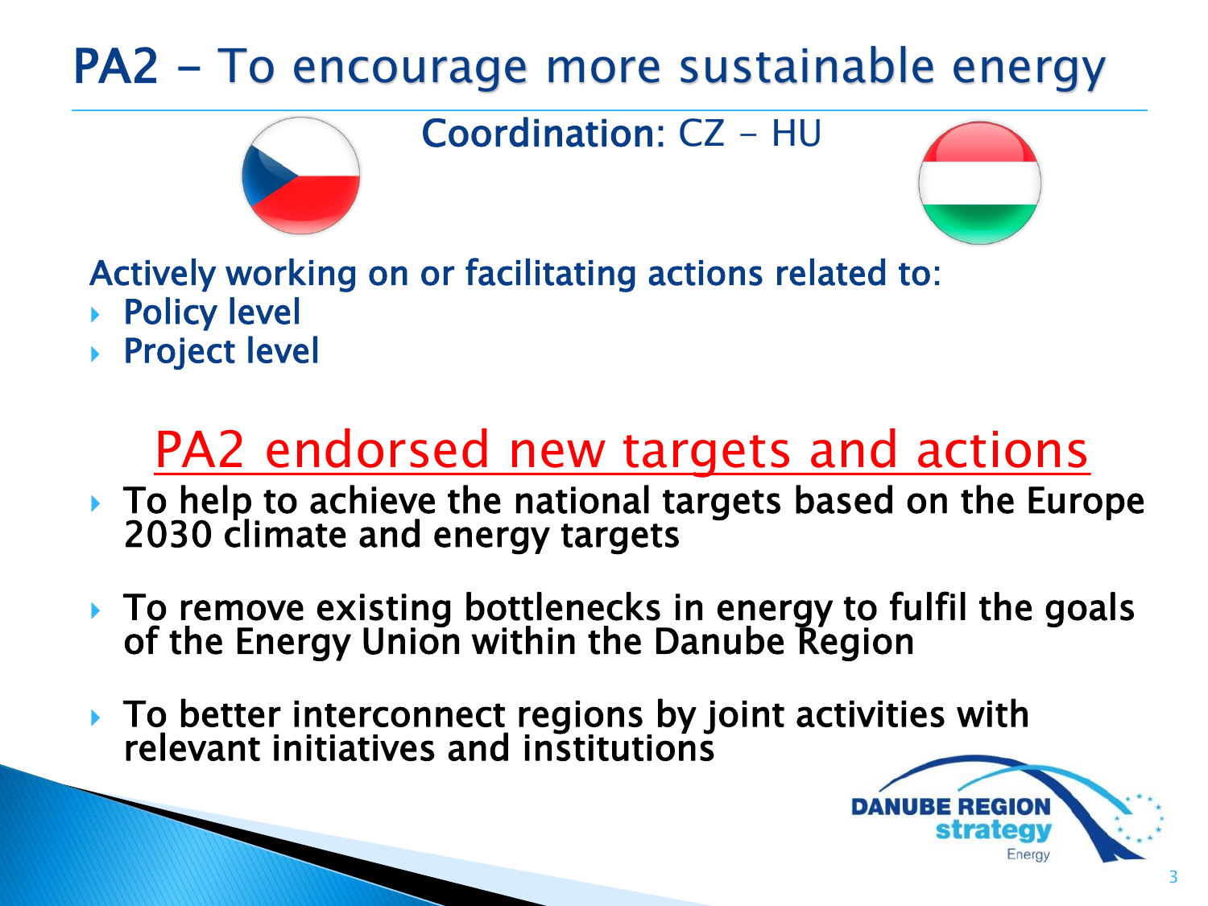# PA2 - To encourage more sustainable energy

Coordination: CZ - HU

Actively working on or facilitating actions related to:

- Policy level
- Project level

## PA2 endorsed new targets and actions

- To help to achieve the national targets based on the Europe 2030 climate and energy targets
- To remove existing bottlenecks in energy to fulfil the goals of the Energy Union within the Danube Region
- To better interconnect regions by joint activities with relevant initiatives and institutions

DANUBE REGION strategy Energy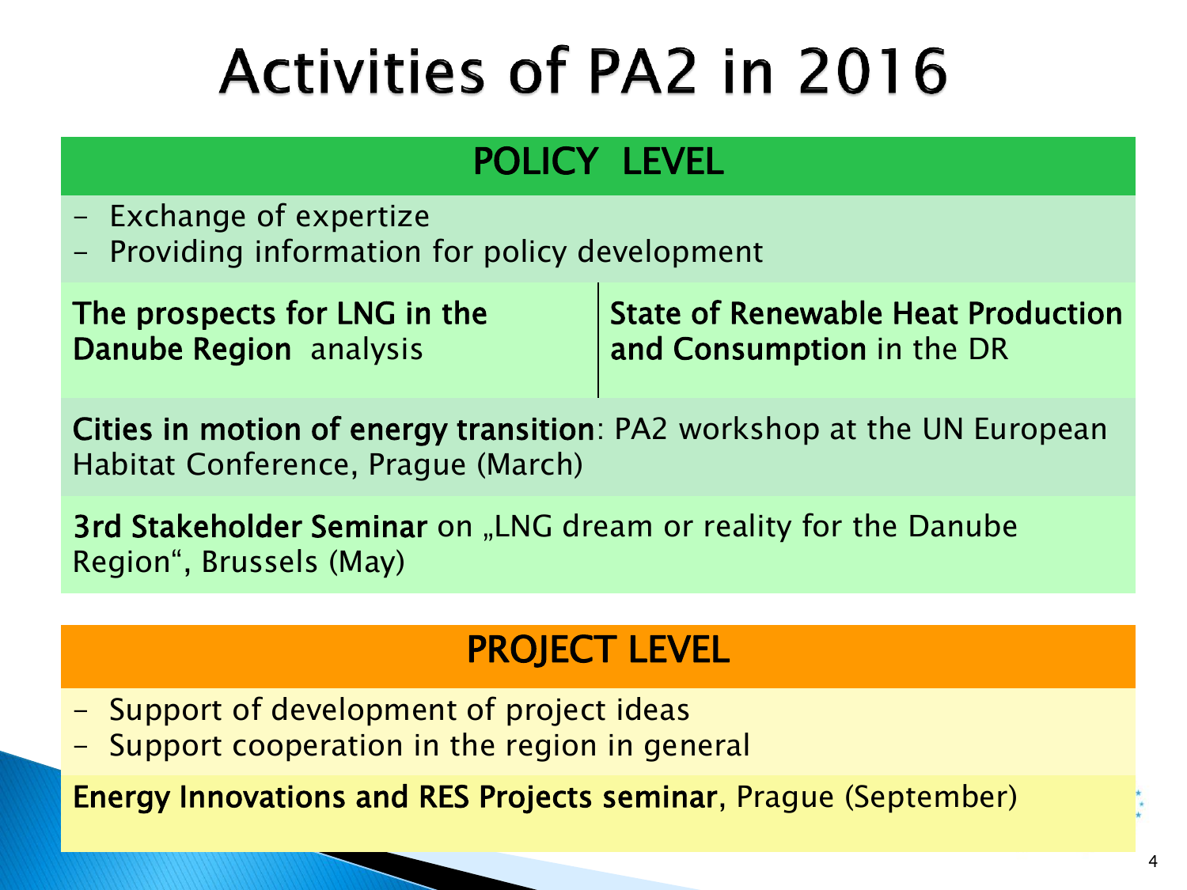# Activities of PA2 in 2016

## POLICY LEVEL

- Exchange of expertize
- Providing information for policy development

**The prospects for LNG in the Danube Region** analysis

**State of Renewable Heat Production and Consumption** in the DR

**Cities in motion of energy transition**: PA2 workshop at the UN European Habitat Conference, Prague (March)

**3rd Stakeholder Seminar** on „LNG dream or reality for the Danube Region“, Brussels (May)

## PROJECT LEVEL

- Support of development of project ideas
- Support cooperation in the region in general

**Energy Innovations and RES Projects seminar**, Prague (September)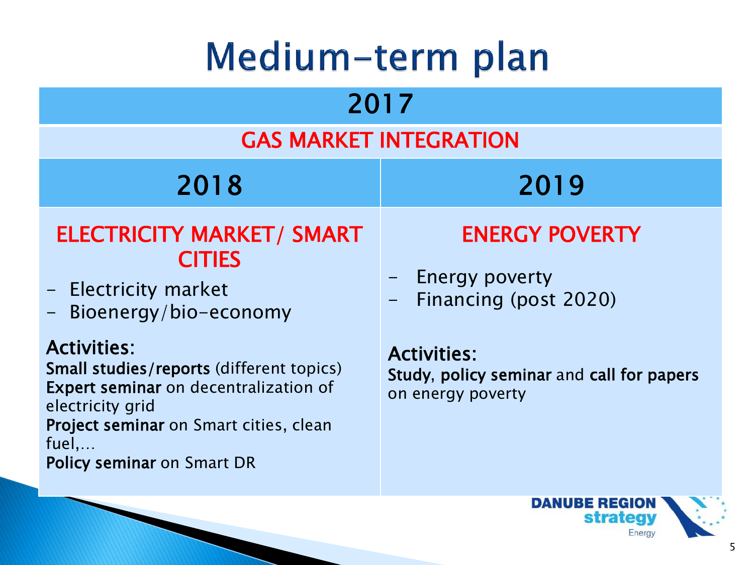# Medium-term plan

| 2017 | |
|---|---|
| GAS MARKET INTEGRATION | |
| **2018** | **2019** |
| ELECTRICITY MARKET/ SMART CITIES<br>- Electricity market<br>- Bioenergy/bio-economy<br><br>Activities:<br>**Small studies/reports** (different topics)<br>**Expert seminar** on decentralization of electricity grid<br>**Project seminar** on Smart cities, clean fuel,…<br>**Policy seminar** on Smart DR | ENERGY POVERTY<br>- Energy poverty<br>- Financing (post 2020)<br><br>Activities:<br>**Study**, **policy seminar** and **call for papers** on energy poverty |

DANUBE REGION strategy Energy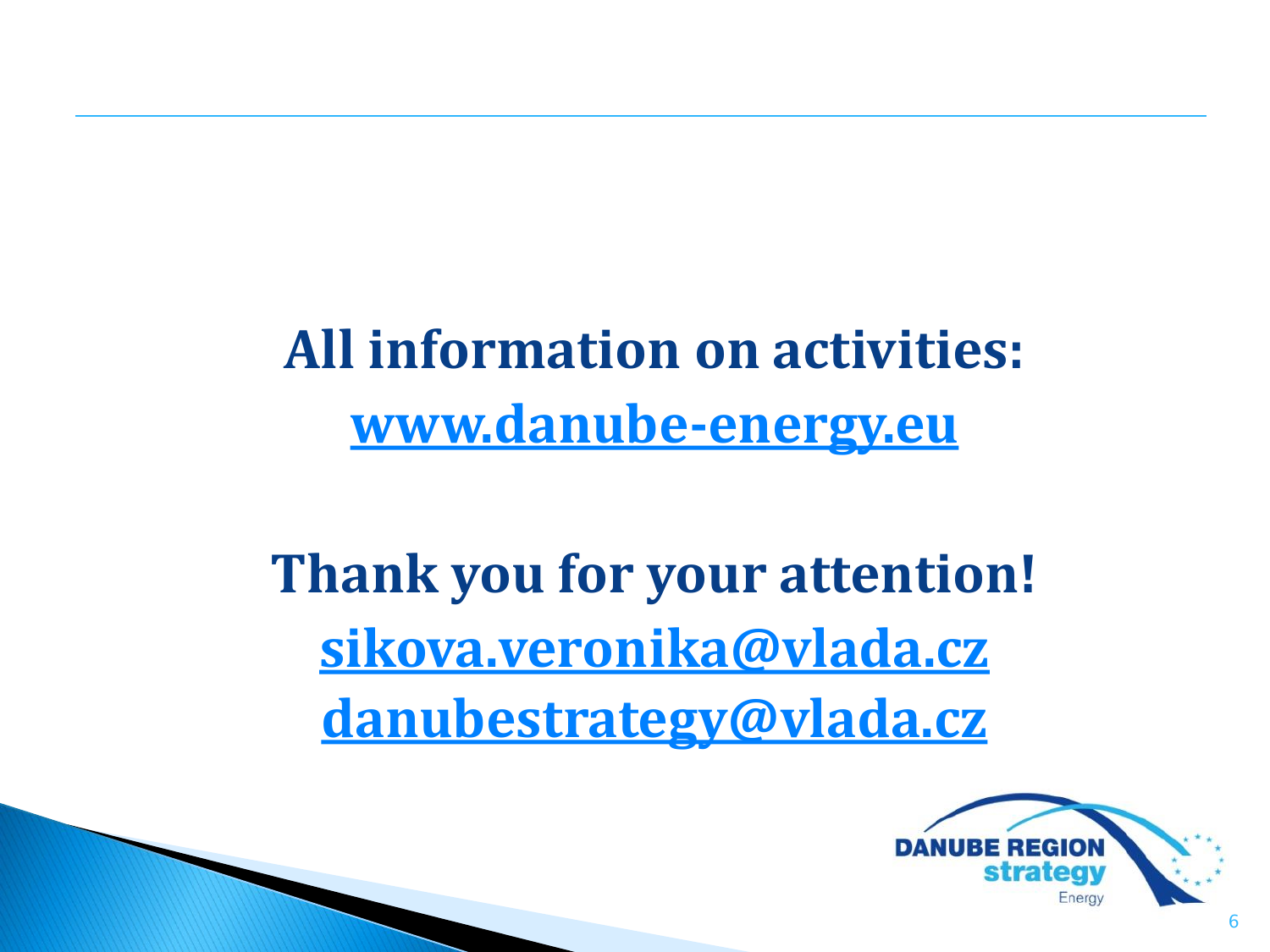**All information on activities:**

**[www.danube-energy.eu](http://www.danube-energy.eu)**

**Thank you for your attention!**

**[sikova.veronika@vlada.cz](mailto:sikova.veronika@vlada.cz)**

**[danubestrategy@vlada.cz](mailto:danubestrategy@vlada.cz)**

DANUBE REGION strategy Energy